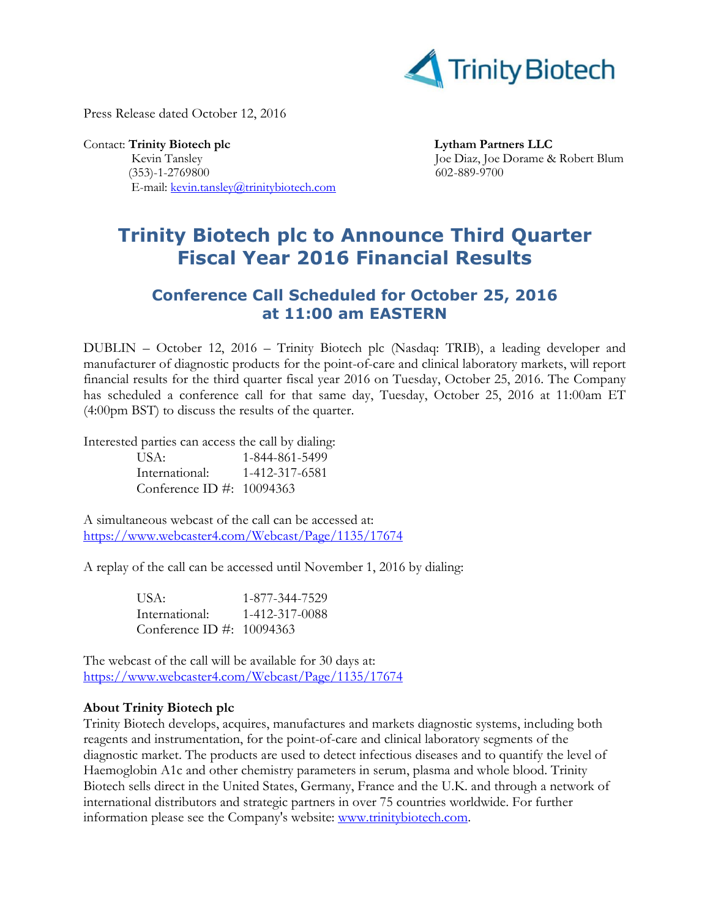Trinity Biotech

Press Release dated October 12, 2016

Contact: **Trinity Biotech plc**
Kevin Tansley
(353)-1-2769800
E-mail: kevin.tansley@trinitybiotech.com

**Lytham Partners LLC**
Joe Diaz, Joe Dorame & Robert Blum
602-889-9700

# Trinity Biotech plc to Announce Third Quarter Fiscal Year 2016 Financial Results

## Conference Call Scheduled for October 25, 2016 at 11:00 am EASTERN

DUBLIN – October 12, 2016 – Trinity Biotech plc (Nasdaq: TRIB), a leading developer and manufacturer of diagnostic products for the point-of-care and clinical laboratory markets, will report financial results for the third quarter fiscal year 2016 on Tuesday, October 25, 2016. The Company has scheduled a conference call for that same day, Tuesday, October 25, 2016 at 11:00am ET (4:00pm BST) to discuss the results of the quarter.

Interested parties can access the call by dialing:

USA: 1-844-861-5499
International: 1-412-317-6581
Conference ID #: 10094363

A simultaneous webcast of the call can be accessed at:
https://www.webcaster4.com/Webcast/Page/1135/17674

A replay of the call can be accessed until November 1, 2016 by dialing:

USA: 1-877-344-7529
International: 1-412-317-0088
Conference ID #: 10094363

The webcast of the call will be available for 30 days at:
https://www.webcaster4.com/Webcast/Page/1135/17674

**About Trinity Biotech plc**

Trinity Biotech develops, acquires, manufactures and markets diagnostic systems, including both reagents and instrumentation, for the point-of-care and clinical laboratory segments of the diagnostic market. The products are used to detect infectious diseases and to quantify the level of Haemoglobin A1c and other chemistry parameters in serum, plasma and whole blood. Trinity Biotech sells direct in the United States, Germany, France and the U.K. and through a network of international distributors and strategic partners in over 75 countries worldwide. For further information please see the Company's website: www.trinitybiotech.com.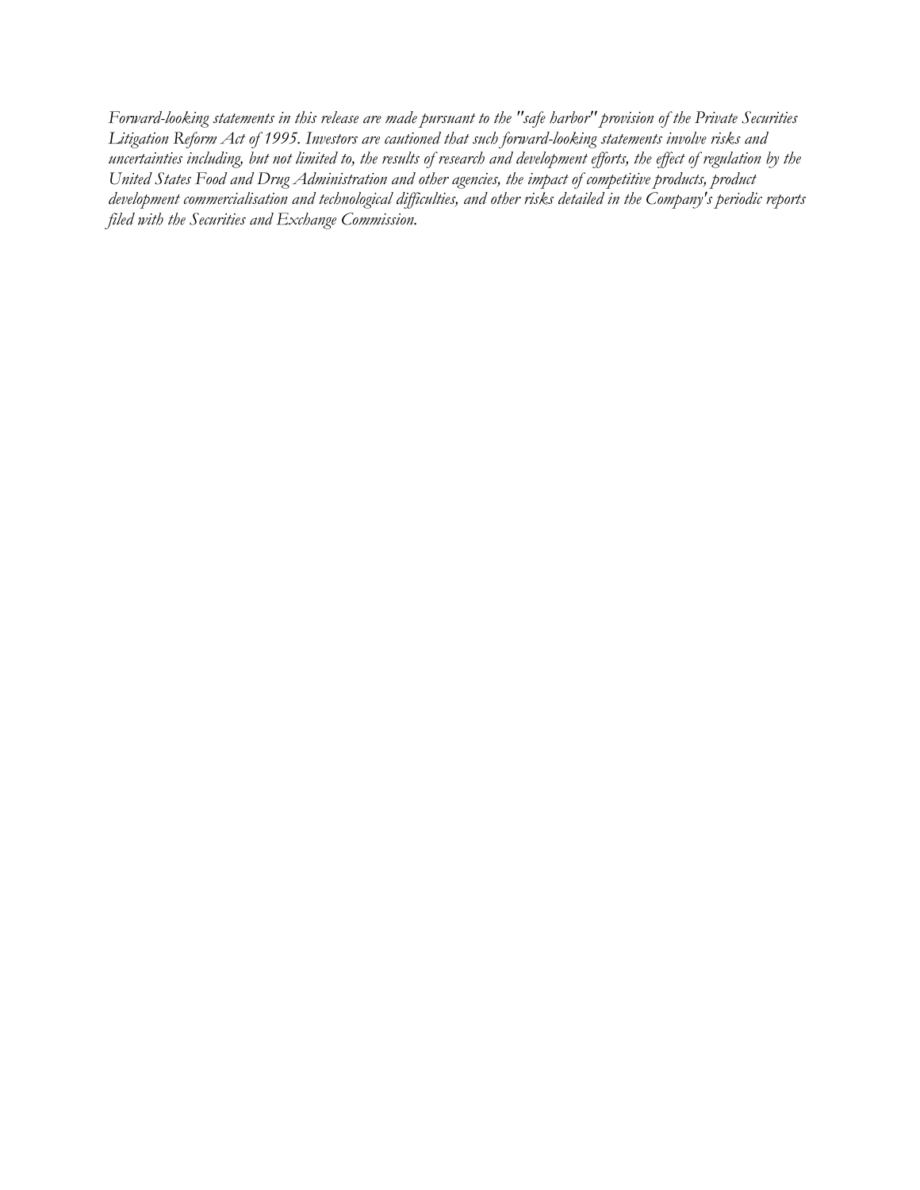*Forward-looking statements in this release are made pursuant to the "safe harbor" provision of the Private Securities Litigation Reform Act of 1995. Investors are cautioned that such forward-looking statements involve risks and uncertainties including, but not limited to, the results of research and development efforts, the effect of regulation by the United States Food and Drug Administration and other agencies, the impact of competitive products, product development commercialisation and technological difficulties, and other risks detailed in the Company's periodic reports filed with the Securities and Exchange Commission.*